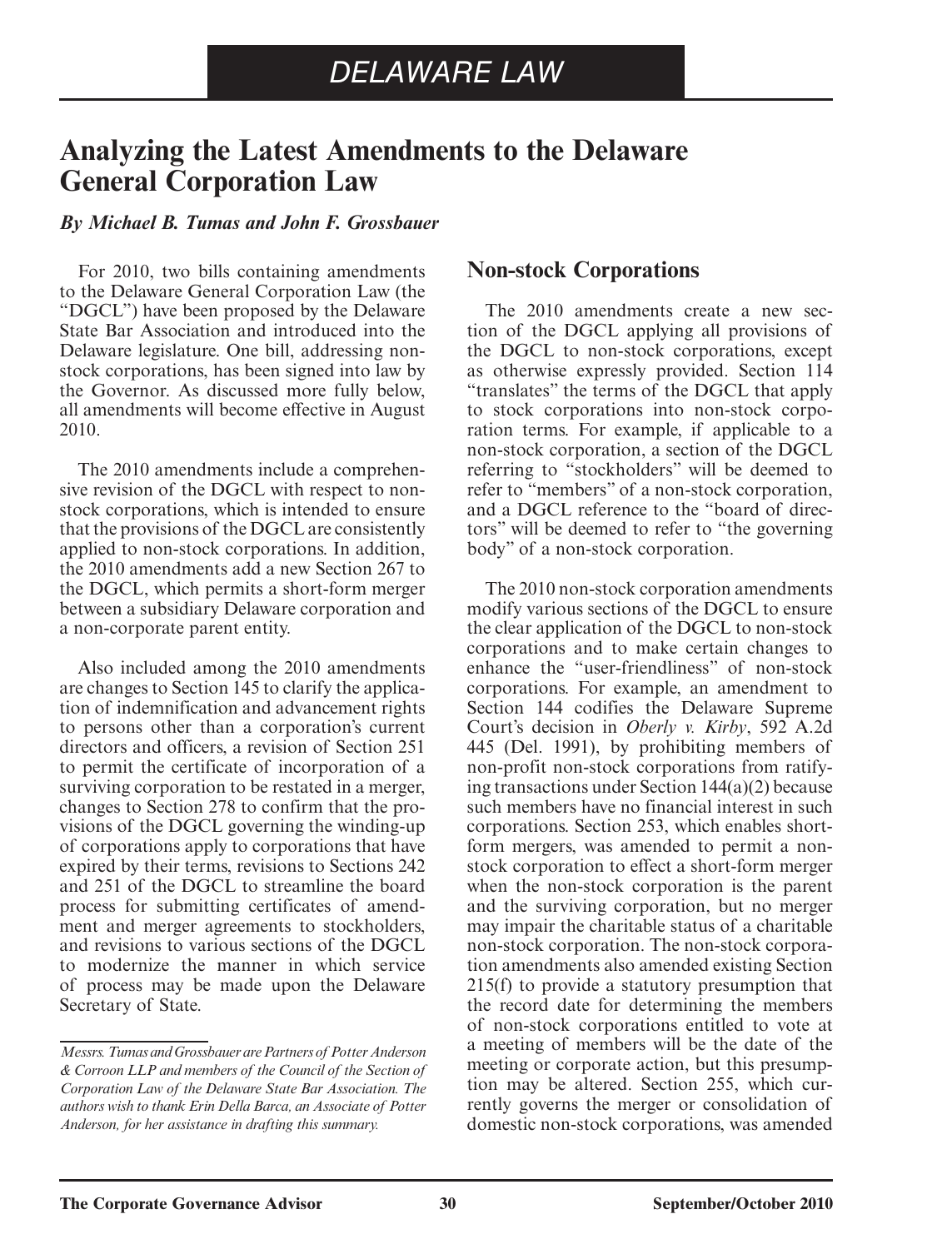# DELAWARE LAW

## Analyzing the Latest Amendments to the Delaware General Corporation Law

***By Michael B. Tumas and John F. Grossbauer***

For 2010, two bills containing amendments to the Delaware General Corporation Law (the "DGCL") have been proposed by the Delaware State Bar Association and introduced into the Delaware legislature. One bill, addressing non-stock corporations, has been signed into law by the Governor. As discussed more fully below, all amendments will become effective in August 2010.

The 2010 amendments include a comprehensive revision of the DGCL with respect to non-stock corporations, which is intended to ensure that the provisions of the DGCL are consistently applied to non-stock corporations. In addition, the 2010 amendments add a new Section 267 to the DGCL, which permits a short-form merger between a subsidiary Delaware corporation and a non-corporate parent entity.

Also included among the 2010 amendments are changes to Section 145 to clarify the application of indemnification and advancement rights to persons other than a corporation's current directors and officers, a revision of Section 251 to permit the certificate of incorporation of a surviving corporation to be restated in a merger, changes to Section 278 to confirm that the provisions of the DGCL governing the winding-up of corporations apply to corporations that have expired by their terms, revisions to Sections 242 and 251 of the DGCL to streamline the board process for submitting certificates of amendment and merger agreements to stockholders, and revisions to various sections of the DGCL to modernize the manner in which service of process may be made upon the Delaware Secretary of State.

*Messrs. Tumas and Grossbauer are Partners of Potter Anderson & Corroon LLP and members of the Council of the Section of Corporation Law of the Delaware State Bar Association. The authors wish to thank Erin Della Barca, an Associate of Potter Anderson, for her assistance in drafting this summary.*

### Non-stock Corporations

The 2010 amendments create a new section of the DGCL applying all provisions of the DGCL to non-stock corporations, except as otherwise expressly provided. Section 114 "translates" the terms of the DGCL that apply to stock corporations into non-stock corporation terms. For example, if applicable to a non-stock corporation, a section of the DGCL referring to "stockholders" will be deemed to refer to "members" of a non-stock corporation, and a DGCL reference to the "board of directors" will be deemed to refer to "the governing body" of a non-stock corporation.

The 2010 non-stock corporation amendments modify various sections of the DGCL to ensure the clear application of the DGCL to non-stock corporations and to make certain changes to enhance the "user-friendliness" of non-stock corporations. For example, an amendment to Section 144 codifies the Delaware Supreme Court's decision in *Oberly v. Kirby*, 592 A.2d 445 (Del. 1991), by prohibiting members of non-profit non-stock corporations from ratifying transactions under Section 144(a)(2) because such members have no financial interest in such corporations. Section 253, which enables short-form mergers, was amended to permit a non-stock corporation to effect a short-form merger when the non-stock corporation is the parent and the surviving corporation, but no merger may impair the charitable status of a charitable non-stock corporation. The non-stock corporation amendments also amended existing Section 215(f) to provide a statutory presumption that the record date for determining the members of non-stock corporations entitled to vote at a meeting of members will be the date of the meeting or corporate action, but this presumption may be altered. Section 255, which currently governs the merger or consolidation of domestic non-stock corporations, was amended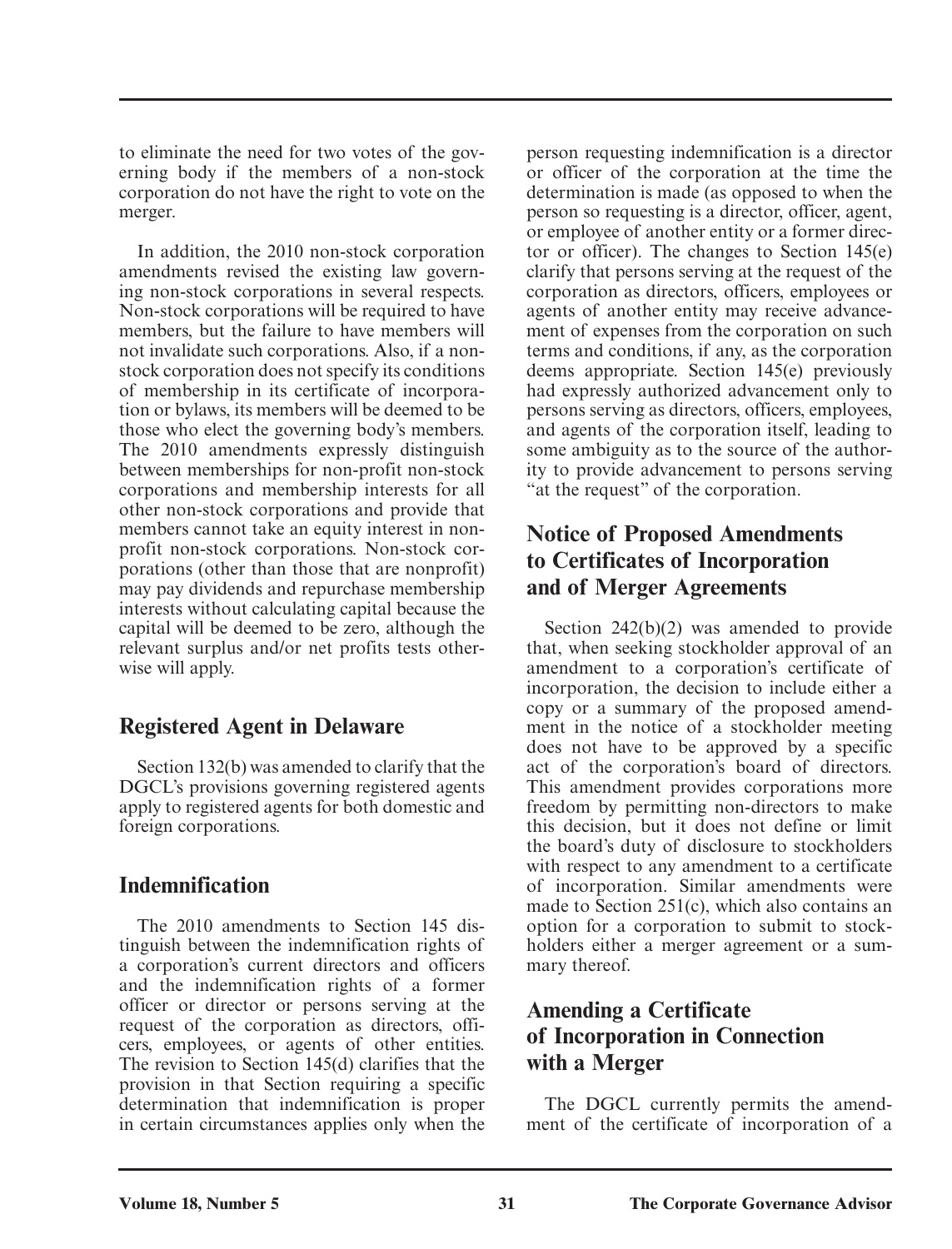to eliminate the need for two votes of the governing body if the members of a non-stock corporation do not have the right to vote on the merger.

In addition, the 2010 non-stock corporation amendments revised the existing law governing non-stock corporations in several respects. Non-stock corporations will be required to have members, but the failure to have members will not invalidate such corporations. Also, if a non-stock corporation does not specify its conditions of membership in its certificate of incorporation or bylaws, its members will be deemed to be those who elect the governing body's members. The 2010 amendments expressly distinguish between memberships for non-profit non-stock corporations and membership interests for all other non-stock corporations and provide that members cannot take an equity interest in non-profit non-stock corporations. Non-stock corporations (other than those that are nonprofit) may pay dividends and repurchase membership interests without calculating capital because the capital will be deemed to be zero, although the relevant surplus and/or net profits tests otherwise will apply.

## Registered Agent in Delaware

Section 132(b) was amended to clarify that the DGCL's provisions governing registered agents apply to registered agents for both domestic and foreign corporations.

## Indemnification

The 2010 amendments to Section 145 distinguish between the indemnification rights of a corporation's current directors and officers and the indemnification rights of a former officer or director or persons serving at the request of the corporation as directors, officers, employees, or agents of other entities. The revision to Section 145(d) clarifies that the provision in that Section requiring a specific determination that indemnification is proper in certain circumstances applies only when the person requesting indemnification is a director or officer of the corporation at the time the determination is made (as opposed to when the person so requesting is a director, officer, agent, or employee of another entity or a former director or officer). The changes to Section 145(e) clarify that persons serving at the request of the corporation as directors, officers, employees or agents of another entity may receive advancement of expenses from the corporation on such terms and conditions, if any, as the corporation deems appropriate. Section 145(e) previously had expressly authorized advancement only to persons serving as directors, officers, employees, and agents of the corporation itself, leading to some ambiguity as to the source of the authority to provide advancement to persons serving "at the request" of the corporation.

## Notice of Proposed Amendments to Certificates of Incorporation and of Merger Agreements

Section 242(b)(2) was amended to provide that, when seeking stockholder approval of an amendment to a corporation's certificate of incorporation, the decision to include either a copy or a summary of the proposed amendment in the notice of a stockholder meeting does not have to be approved by a specific act of the corporation's board of directors. This amendment provides corporations more freedom by permitting non-directors to make this decision, but it does not define or limit the board's duty of disclosure to stockholders with respect to any amendment to a certificate of incorporation. Similar amendments were made to Section 251(c), which also contains an option for a corporation to submit to stockholders either a merger agreement or a summary thereof.

## Amending a Certificate of Incorporation in Connection with a Merger

The DGCL currently permits the amendment of the certificate of incorporation of a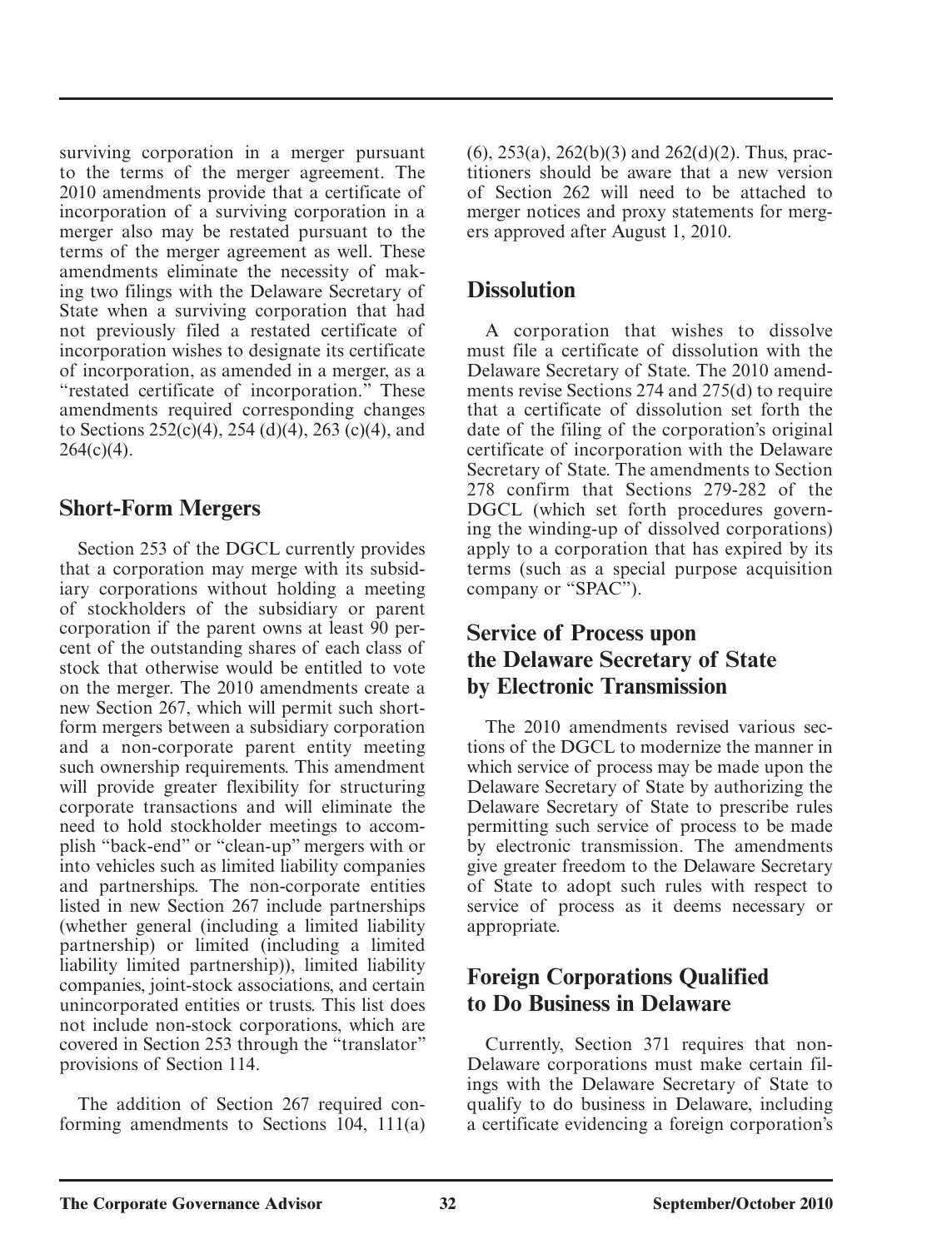surviving corporation in a merger pursuant to the terms of the merger agreement. The 2010 amendments provide that a certificate of incorporation of a surviving corporation in a merger also may be restated pursuant to the terms of the merger agreement as well. These amendments eliminate the necessity of making two filings with the Delaware Secretary of State when a surviving corporation that had not previously filed a restated certificate of incorporation wishes to designate its certificate of incorporation, as amended in a merger, as a "restated certificate of incorporation." These amendments required corresponding changes to Sections 252(c)(4), 254 (d)(4), 263 (c)(4), and 264(c)(4).

## Short-Form Mergers

Section 253 of the DGCL currently provides that a corporation may merge with its subsidiary corporations without holding a meeting of stockholders of the subsidiary or parent corporation if the parent owns at least 90 percent of the outstanding shares of each class of stock that otherwise would be entitled to vote on the merger. The 2010 amendments create a new Section 267, which will permit such short-form mergers between a subsidiary corporation and a non-corporate parent entity meeting such ownership requirements. This amendment will provide greater flexibility for structuring corporate transactions and will eliminate the need to hold stockholder meetings to accomplish "back-end" or "clean-up" mergers with or into vehicles such as limited liability companies and partnerships. The non-corporate entities listed in new Section 267 include partnerships (whether general (including a limited liability partnership) or limited (including a limited liability limited partnership)), limited liability companies, joint-stock associations, and certain unincorporated entities or trusts. This list does not include non-stock corporations, which are covered in Section 253 through the "translator" provisions of Section 114.

The addition of Section 267 required conforming amendments to Sections 104, 111(a)(6), 253(a), 262(b)(3) and 262(d)(2). Thus, practitioners should be aware that a new version of Section 262 will need to be attached to merger notices and proxy statements for mergers approved after August 1, 2010.

## Dissolution

A corporation that wishes to dissolve must file a certificate of dissolution with the Delaware Secretary of State. The 2010 amendments revise Sections 274 and 275(d) to require that a certificate of dissolution set forth the date of the filing of the corporation's original certificate of incorporation with the Delaware Secretary of State. The amendments to Section 278 confirm that Sections 279-282 of the DGCL (which set forth procedures governing the winding-up of dissolved corporations) apply to a corporation that has expired by its terms (such as a special purpose acquisition company or "SPAC").

## Service of Process upon the Delaware Secretary of State by Electronic Transmission

The 2010 amendments revised various sections of the DGCL to modernize the manner in which service of process may be made upon the Delaware Secretary of State by authorizing the Delaware Secretary of State to prescribe rules permitting such service of process to be made by electronic transmission. The amendments give greater freedom to the Delaware Secretary of State to adopt such rules with respect to service of process as it deems necessary or appropriate.

## Foreign Corporations Qualified to Do Business in Delaware

Currently, Section 371 requires that non-Delaware corporations must make certain filings with the Delaware Secretary of State to qualify to do business in Delaware, including a certificate evidencing a foreign corporation's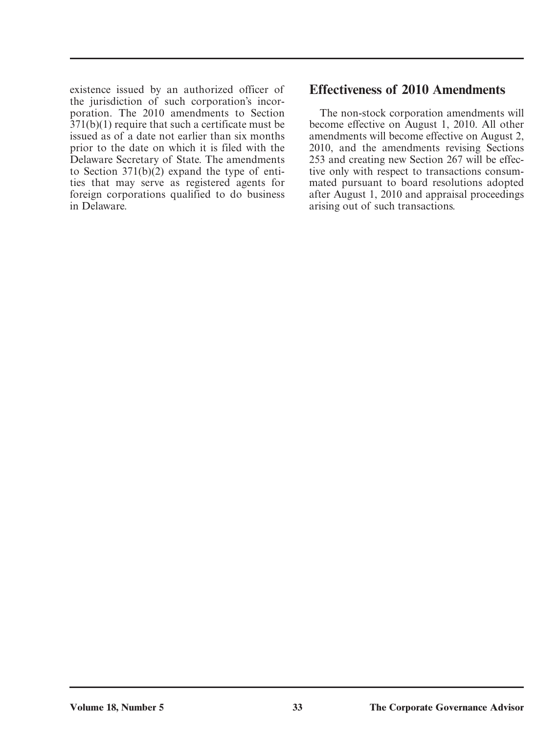existence issued by an authorized officer of the jurisdiction of such corporation's incorporation. The 2010 amendments to Section 371(b)(1) require that such a certificate must be issued as of a date not earlier than six months prior to the date on which it is filed with the Delaware Secretary of State. The amendments to Section 371(b)(2) expand the type of entities that may serve as registered agents for foreign corporations qualified to do business in Delaware.

## Effectiveness of 2010 Amendments

The non-stock corporation amendments will become effective on August 1, 2010. All other amendments will become effective on August 2, 2010, and the amendments revising Sections 253 and creating new Section 267 will be effective only with respect to transactions consummated pursuant to board resolutions adopted after August 1, 2010 and appraisal proceedings arising out of such transactions.